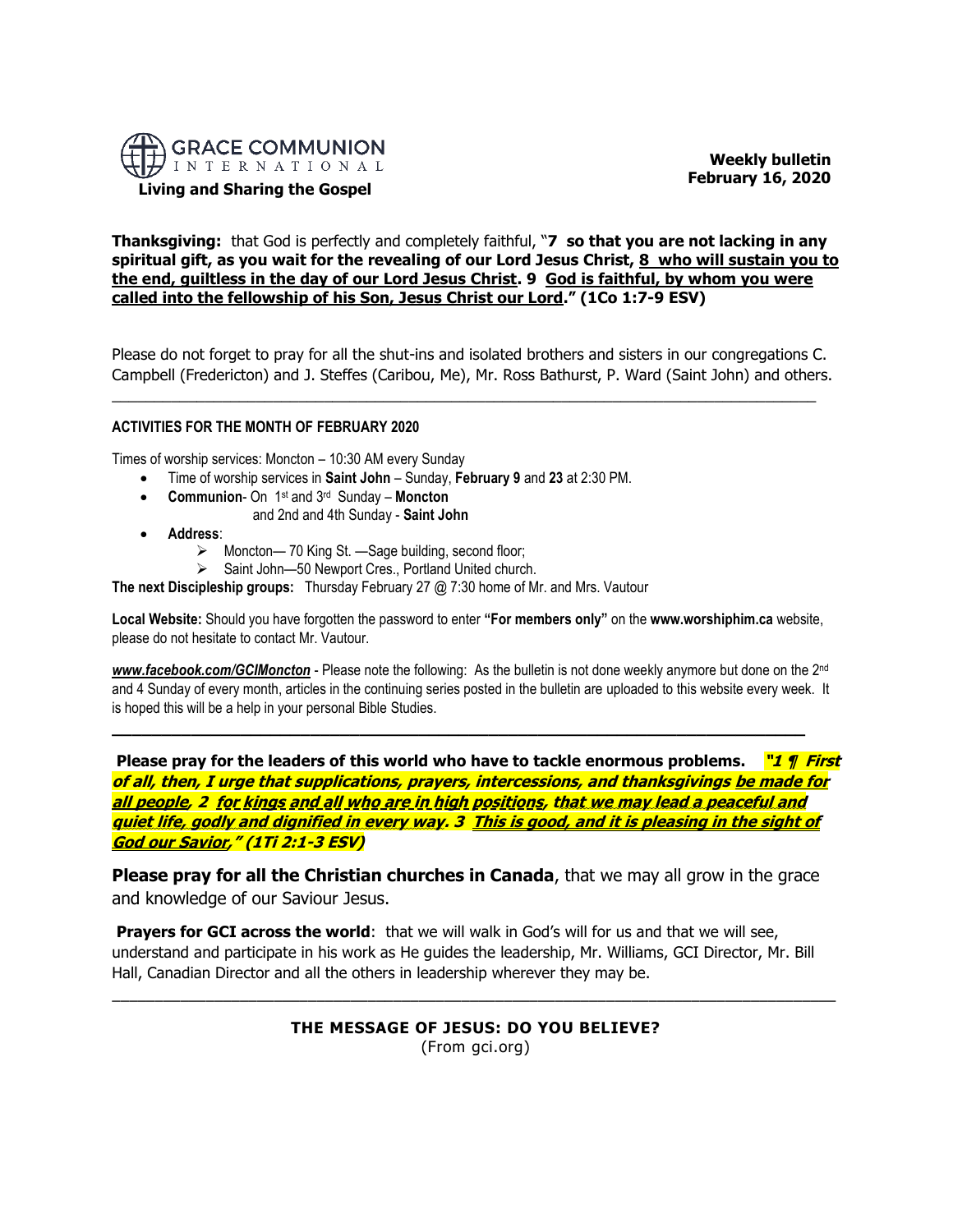GRACE COMMUNION INTERNATIONAL

**Living and Sharing the Gospel**

**Weekly bulletin**
**February 16, 2020**

**Thanksgiving:** that God is perfectly and completely faithful, "**7 so that you are not lacking in any spiritual gift, as you wait for the revealing of our Lord Jesus Christ, 8 who will sustain you to the end, guiltless in the day of our Lord Jesus Christ. 9 God is faithful, by whom you were called into the fellowship of his Son, Jesus Christ our Lord." (1Co 1:7-9 ESV)**

Please do not forget to pray for all the shut-ins and isolated brothers and sisters in our congregations C. Campbell (Fredericton) and J. Steffes (Caribou, Me), Mr. Ross Bathurst, P. Ward (Saint John) and others.

---

**ACTIVITIES FOR THE MONTH OF FEBRUARY 2020**

Times of worship services: Moncton – 10:30 AM every Sunday

- Time of worship services in **Saint John** – Sunday, **February 9** and **23** at 2:30 PM.
- **Communion**- On 1st and 3rd Sunday – **Moncton**
  and 2nd and 4th Sunday - **Saint John**
- **Address**:
  - Moncton— 70 King St. —Sage building, second floor;
  - Saint John—50 Newport Cres., Portland United church.

**The next Discipleship groups:** Thursday February 27 @ 7:30 home of Mr. and Mrs. Vautour

**Local Website:** Should you have forgotten the password to enter **"For members only"** on the **www.worshiphim.ca** website, please do not hesitate to contact Mr. Vautour.

***www.facebook.com/GCIMoncton*** - Please note the following: As the bulletin is not done weekly anymore but done on the 2nd and 4 Sunday of every month, articles in the continuing series posted in the bulletin are uploaded to this website every week. It is hoped this will be a help in your personal Bible Studies.

---

**Please pray for the leaders of this world who have to tackle enormous problems.** ***"1 ¶ First of all, then, I urge that supplications, prayers, intercessions, and thanksgivings be made for all people, 2 for kings and all who are in high positions, that we may lead a peaceful and quiet life, godly and dignified in every way. 3 This is good, and it is pleasing in the sight of God our Savior," (1Ti 2:1-3 ESV)***

**Please pray for all the Christian churches in Canada**, that we may all grow in the grace and knowledge of our Saviour Jesus.

**Prayers for GCI across the world**: that we will walk in God's will for us and that we will see, understand and participate in his work as He guides the leadership, Mr. Williams, GCI Director, Mr. Bill Hall, Canadian Director and all the others in leadership wherever they may be.

---

**THE MESSAGE OF JESUS: DO YOU BELIEVE?**

(From gci.org)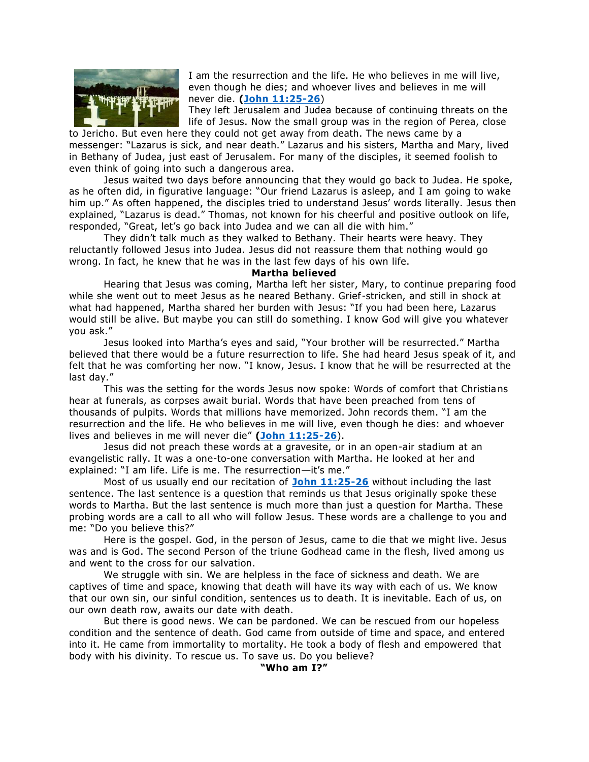I am the resurrection and the life. He who believes in me will live, even though he dies; and whoever lives and believes in me will never die. (**John 11:25-26**)

They left Jerusalem and Judea because of continuing threats on the life of Jesus. Now the small group was in the region of Perea, close to Jericho. But even here they could not get away from death. The news came by a messenger: "Lazarus is sick, and near death." Lazarus and his sisters, Martha and Mary, lived in Bethany of Judea, just east of Jerusalem. For many of the disciples, it seemed foolish to even think of going into such a dangerous area.

Jesus waited two days before announcing that they would go back to Judea. He spoke, as he often did, in figurative language: "Our friend Lazarus is asleep, and I am going to wake him up." As often happened, the disciples tried to understand Jesus' words literally. Jesus then explained, "Lazarus is dead." Thomas, not known for his cheerful and positive outlook on life, responded, "Great, let's go back into Judea and we can all die with him."

They didn't talk much as they walked to Bethany. Their hearts were heavy. They reluctantly followed Jesus into Judea. Jesus did not reassure them that nothing would go wrong. In fact, he knew that he was in the last few days of his own life.

**Martha believed**

Hearing that Jesus was coming, Martha left her sister, Mary, to continue preparing food while she went out to meet Jesus as he neared Bethany. Grief-stricken, and still in shock at what had happened, Martha shared her burden with Jesus: "If you had been here, Lazarus would still be alive. But maybe you can still do something. I know God will give you whatever you ask."

Jesus looked into Martha's eyes and said, "Your brother will be resurrected." Martha believed that there would be a future resurrection to life. She had heard Jesus speak of it, and felt that he was comforting her now. "I know, Jesus. I know that he will be resurrected at the last day."

This was the setting for the words Jesus now spoke: Words of comfort that Christians hear at funerals, as corpses await burial. Words that have been preached from tens of thousands of pulpits. Words that millions have memorized. John records them. "I am the resurrection and the life. He who believes in me will live, even though he dies: and whoever lives and believes in me will never die" (**John 11:25-26**).

Jesus did not preach these words at a gravesite, or in an open-air stadium at an evangelistic rally. It was a one-to-one conversation with Martha. He looked at her and explained: "I am life. Life is me. The resurrection—it's me."

Most of us usually end our recitation of **John 11:25-26** without including the last sentence. The last sentence is a question that reminds us that Jesus originally spoke these words to Martha. But the last sentence is much more than just a question for Martha. These probing words are a call to all who will follow Jesus. These words are a challenge to you and me: "Do you believe this?"

Here is the gospel. God, in the person of Jesus, came to die that we might live. Jesus was and is God. The second Person of the triune Godhead came in the flesh, lived among us and went to the cross for our salvation.

We struggle with sin. We are helpless in the face of sickness and death. We are captives of time and space, knowing that death will have its way with each of us. We know that our own sin, our sinful condition, sentences us to death. It is inevitable. Each of us, on our own death row, awaits our date with death.

But there is good news. We can be pardoned. We can be rescued from our hopeless condition and the sentence of death. God came from outside of time and space, and entered into it. He came from immortality to mortality. He took a body of flesh and empowered that body with his divinity. To rescue us. To save us. Do you believe?

**"Who am I?"**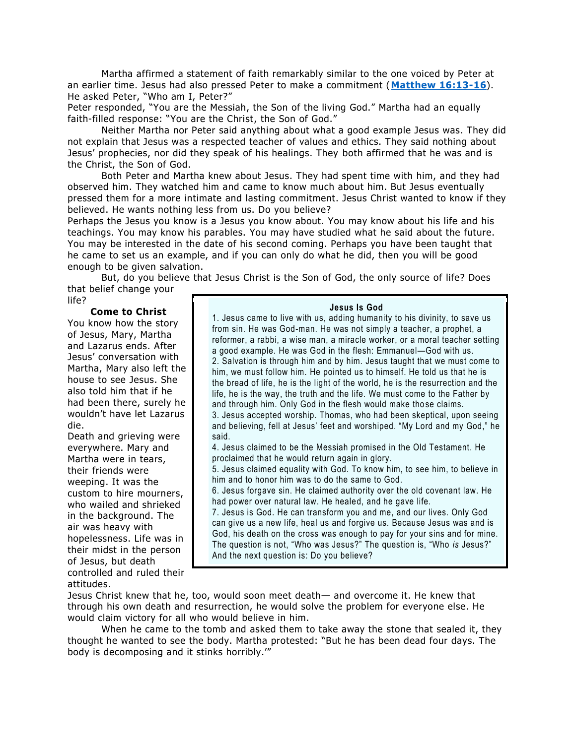Martha affirmed a statement of faith remarkably similar to the one voiced by Peter at an earlier time. Jesus had also pressed Peter to make a commitment (**Matthew 16:13-16**). He asked Peter, "Who am I, Peter?"

Peter responded, "You are the Messiah, the Son of the living God." Martha had an equally faith-filled response: "You are the Christ, the Son of God."

Neither Martha nor Peter said anything about what a good example Jesus was. They did not explain that Jesus was a respected teacher of values and ethics. They said nothing about Jesus' prophecies, nor did they speak of his healings. They both affirmed that he was and is the Christ, the Son of God.

Both Peter and Martha knew about Jesus. They had spent time with him, and they had observed him. They watched him and came to know much about him. But Jesus eventually pressed them for a more intimate and lasting commitment. Jesus Christ wanted to know if they believed. He wants nothing less from us. Do you believe?

Perhaps the Jesus you know is a Jesus you know about. You may know about his life and his teachings. You may know his parables. You may have studied what he said about the future. You may be interested in the date of his second coming. Perhaps you have been taught that he came to set us an example, and if you can only do what he did, then you will be good enough to be given salvation.

But, do you believe that Jesus Christ is the Son of God, the only source of life? Does that belief change your life?

**Jesus Is God**

1. Jesus came to live with us, adding humanity to his divinity, to save us from sin. He was God-man. He was not simply a teacher, a prophet, a reformer, a rabbi, a wise man, a miracle worker, or a moral teacher setting a good example. He was God in the flesh: Emmanuel—God with us.
2. Salvation is through him and by him. Jesus taught that we must come to him, we must follow him. He pointed us to himself. He told us that he is the bread of life, he is the light of the world, he is the resurrection and the life, he is the way, the truth and the life. We must come to the Father by and through him. Only God in the flesh would make those claims.
3. Jesus accepted worship. Thomas, who had been skeptical, upon seeing and believing, fell at Jesus' feet and worshiped. "My Lord and my God," he said.
4. Jesus claimed to be the Messiah promised in the Old Testament. He proclaimed that he would return again in glory.
5. Jesus claimed equality with God. To know him, to see him, to believe in him and to honor him was to do the same to God.
6. Jesus forgave sin. He claimed authority over the old covenant law. He had power over natural law. He healed, and he gave life.
7. Jesus is God. He can transform you and me, and our lives. Only God can give us a new life, heal us and forgive us. Because Jesus was and is God, his death on the cross was enough to pay for your sins and for mine. The question is not, "Who was Jesus?" The question is, "Who *is* Jesus?" And the next question is: Do you believe?

### Come to Christ

You know how the story of Jesus, Mary, Martha and Lazarus ends. After Jesus' conversation with Martha, Mary also left the house to see Jesus. She also told him that if he had been there, surely he wouldn't have let Lazarus die.

Death and grieving were everywhere. Mary and Martha were in tears, their friends were weeping. It was the custom to hire mourners, who wailed and shrieked in the background. The air was heavy with hopelessness. Life was in their midst in the person of Jesus, but death controlled and ruled their attitudes.

Jesus Christ knew that he, too, would soon meet death— and overcome it. He knew that through his own death and resurrection, he would solve the problem for everyone else. He would claim victory for all who would believe in him.

When he came to the tomb and asked them to take away the stone that sealed it, they thought he wanted to see the body. Martha protested: "But he has been dead four days. The body is decomposing and it stinks horribly.'"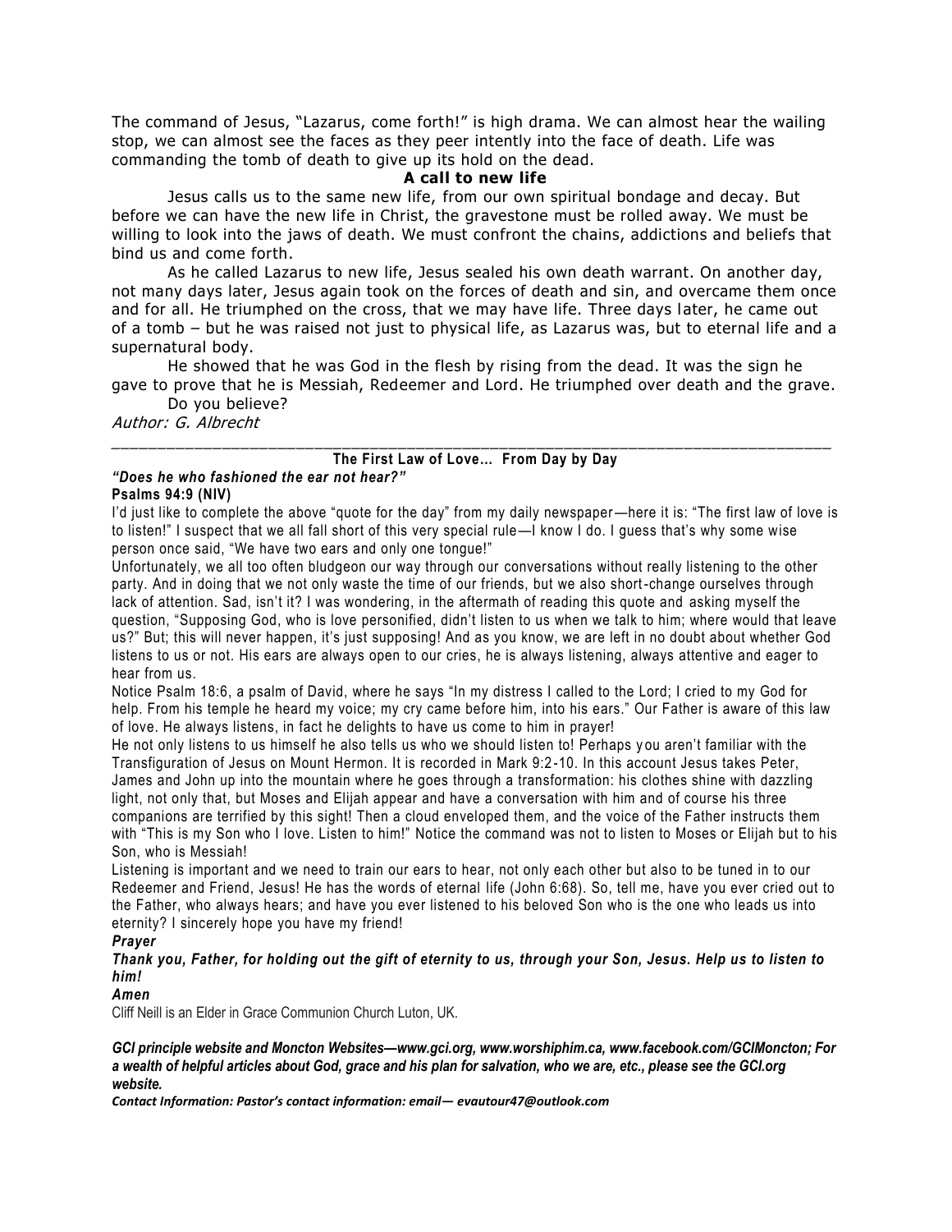The command of Jesus, "Lazarus, come forth!" is high drama. We can almost hear the wailing stop, we can almost see the faces as they peer intently into the face of death. Life was commanding the tomb of death to give up its hold on the dead.

**A call to new life**

Jesus calls us to the same new life, from our own spiritual bondage and decay. But before we can have the new life in Christ, the gravestone must be rolled away. We must be willing to look into the jaws of death. We must confront the chains, addictions and beliefs that bind us and come forth.

As he called Lazarus to new life, Jesus sealed his own death warrant. On another day, not many days later, Jesus again took on the forces of death and sin, and overcame them once and for all. He triumphed on the cross, that we may have life. Three days later, he came out of a tomb – but he was raised not just to physical life, as Lazarus was, but to eternal life and a supernatural body.

He showed that he was God in the flesh by rising from the dead. It was the sign he gave to prove that he is Messiah, Redeemer and Lord. He triumphed over death and the grave.

Do you believe?

*Author: G. Albrecht*

---

**The First Law of Love… From Day by Day**

***"Does he who fashioned the ear not hear?"***
**Psalms 94:9 (NIV)**

I'd just like to complete the above "quote for the day" from my daily newspaper—here it is: "The first law of love is to listen!" I suspect that we all fall short of this very special rule—I know I do. I guess that's why some wise person once said, "We have two ears and only one tongue!"

Unfortunately, we all too often bludgeon our way through our conversations without really listening to the other party. And in doing that we not only waste the time of our friends, but we also short-change ourselves through lack of attention. Sad, isn't it? I was wondering, in the aftermath of reading this quote and asking myself the question, "Supposing God, who is love personified, didn't listen to us when we talk to him; where would that leave us?" But; this will never happen, it's just supposing! And as you know, we are left in no doubt about whether God listens to us or not. His ears are always open to our cries, he is always listening, always attentive and eager to hear from us.

Notice Psalm 18:6, a psalm of David, where he says "In my distress I called to the Lord; I cried to my God for help. From his temple he heard my voice; my cry came before him, into his ears." Our Father is aware of this law of love. He always listens, in fact he delights to have us come to him in prayer!

He not only listens to us himself he also tells us who we should listen to! Perhaps you aren't familiar with the Transfiguration of Jesus on Mount Hermon. It is recorded in Mark 9:2-10. In this account Jesus takes Peter, James and John up into the mountain where he goes through a transformation: his clothes shine with dazzling light, not only that, but Moses and Elijah appear and have a conversation with him and of course his three companions are terrified by this sight! Then a cloud enveloped them, and the voice of the Father instructs them with "This is my Son who I love. Listen to him!" Notice the command was not to listen to Moses or Elijah but to his Son, who is Messiah!

Listening is important and we need to train our ears to hear, not only each other but also to be tuned in to our Redeemer and Friend, Jesus! He has the words of eternal life (John 6:68). So, tell me, have you ever cried out to the Father, who always hears; and have you ever listened to his beloved Son who is the one who leads us into eternity? I sincerely hope you have my friend!

***Prayer***

***Thank you, Father, for holding out the gift of eternity to us, through your Son, Jesus. Help us to listen to him!***

***Amen***

Cliff Neill is an Elder in Grace Communion Church Luton, UK.

***GCI principle website and Moncton Websites—www.gci.org, www.worshiphim.ca, www.facebook.com/GCIMoncton; For a wealth of helpful articles about God, grace and his plan for salvation, who we are, etc., please see the GCI.org website.***

***Contact Information: Pastor's contact information: email— evautour47@outlook.com***